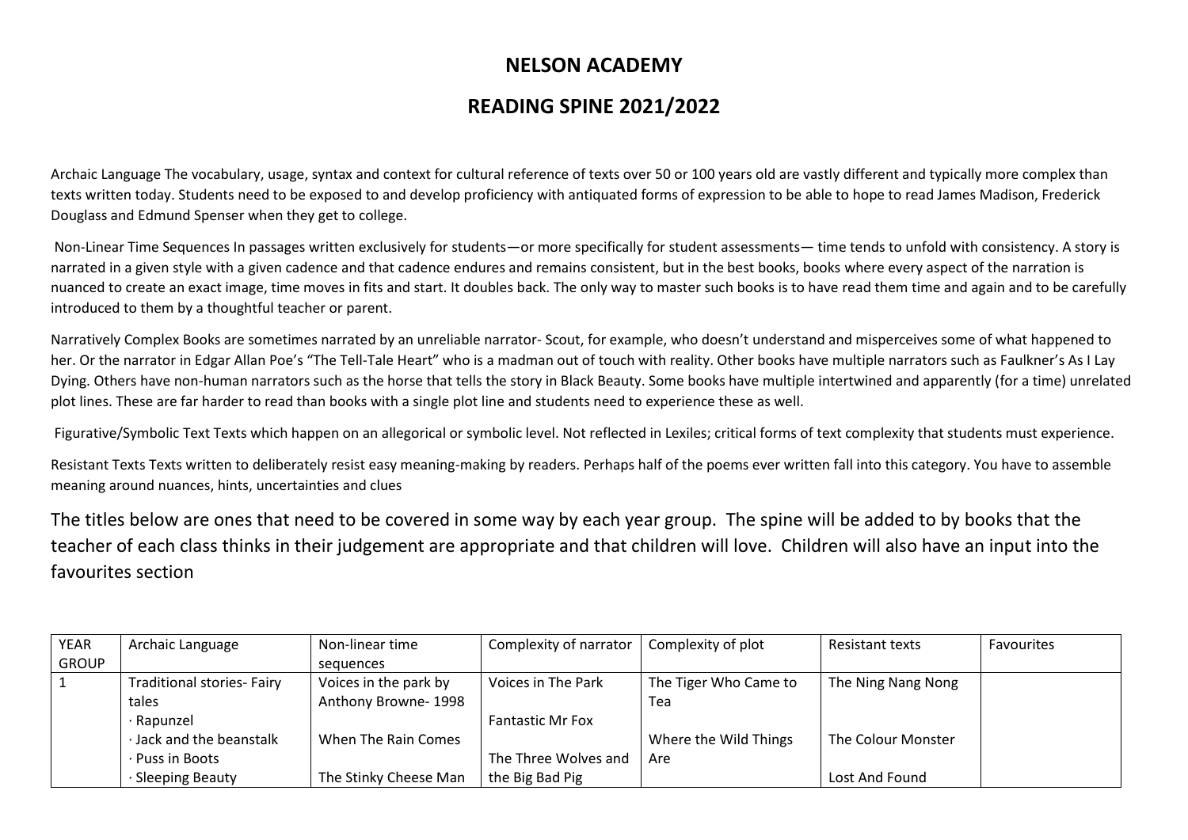# NELSON ACADEMY

## READING SPINE 2021/2022

Archaic Language The vocabulary, usage, syntax and context for cultural reference of texts over 50 or 100 years old are vastly different and typically more complex than texts written today. Students need to be exposed to and develop proficiency with antiquated forms of expression to be able to hope to read James Madison, Frederick Douglass and Edmund Spenser when they get to college.

Non-Linear Time Sequences In passages written exclusively for students—or more specifically for student assessments— time tends to unfold with consistency. A story is narrated in a given style with a given cadence and that cadence endures and remains consistent, but in the best books, books where every aspect of the narration is nuanced to create an exact image, time moves in fits and start. It doubles back. The only way to master such books is to have read them time and again and to be carefully introduced to them by a thoughtful teacher or parent.

Narratively Complex Books are sometimes narrated by an unreliable narrator- Scout, for example, who doesn't understand and misperceives some of what happened to her. Or the narrator in Edgar Allan Poe's "The Tell-Tale Heart" who is a madman out of touch with reality. Other books have multiple narrators such as Faulkner's As I Lay Dying. Others have non-human narrators such as the horse that tells the story in Black Beauty. Some books have multiple intertwined and apparently (for a time) unrelated plot lines. These are far harder to read than books with a single plot line and students need to experience these as well.

Figurative/Symbolic Text Texts which happen on an allegorical or symbolic level. Not reflected in Lexiles; critical forms of text complexity that students must experience.

Resistant Texts Texts written to deliberately resist easy meaning-making by readers. Perhaps half of the poems ever written fall into this category. You have to assemble meaning around nuances, hints, uncertainties and clues

The titles below are ones that need to be covered in some way by each year group. The spine will be added to by books that the teacher of each class thinks in their judgement are appropriate and that children will love. Children will also have an input into the favourites section

| YEAR GROUP | Archaic Language | Non-linear time sequences | Complexity of narrator | Complexity of plot | Resistant texts | Favourites |
|---|---|---|---|---|---|---|
| 1 | Traditional stories- Fairy tales<br>· Rapunzel<br>· Jack and the beanstalk<br>· Puss in Boots<br>· Sleeping Beauty | Voices in the park by Anthony Browne- 1998<br><br>When The Rain Comes<br><br>The Stinky Cheese Man | Voices in The Park<br><br>Fantastic Mr Fox<br><br>The Three Wolves and the Big Bad Pig | The Tiger Who Came to Tea<br><br>Where the Wild Things Are | The Ning Nang Nong<br><br>The Colour Monster<br><br>Lost And Found | |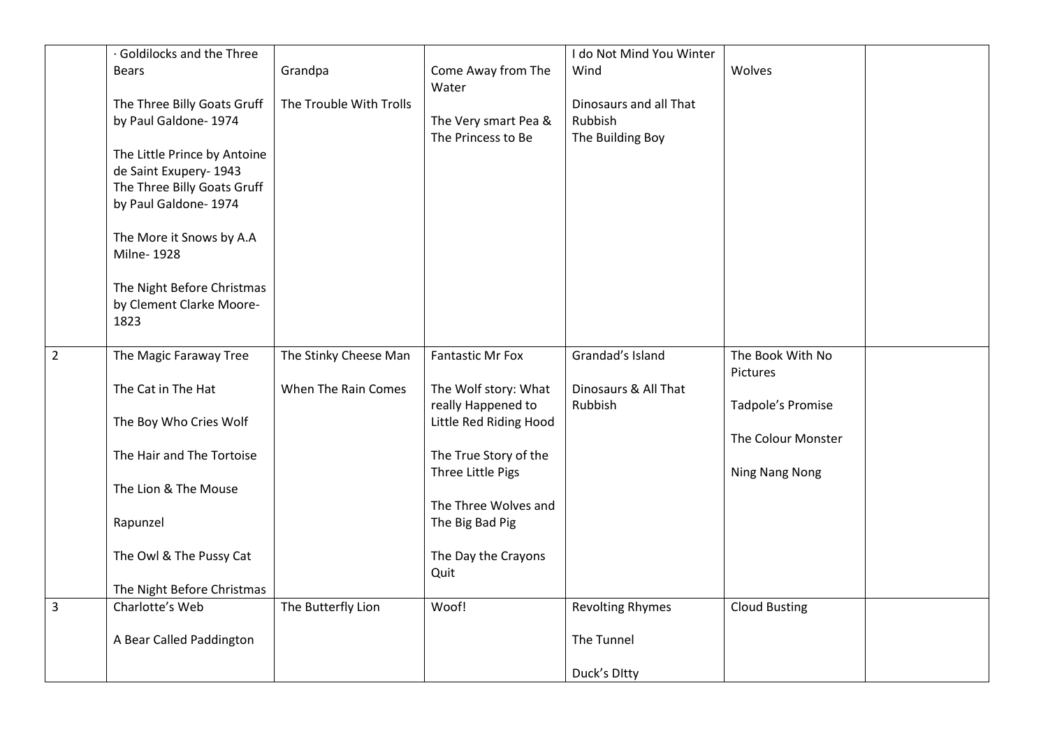| | | | | | | |
|---|---|---|---|---|---|---|
| | · Goldilocks and the Three Bears<br><br>The Three Billy Goats Gruff by Paul Galdone- 1974<br><br>The Little Prince by Antoine de Saint Exupery- 1943<br>The Three Billy Goats Gruff by Paul Galdone- 1974<br><br>The More it Snows by A.A Milne- 1928<br><br>The Night Before Christmas by Clement Clarke Moore- 1823 | Grandpa<br><br>The Trouble With Trolls | Come Away from The Water<br><br>The Very smart Pea & The Princess to Be | I do Not Mind You Winter Wind<br><br>Dinosaurs and all That Rubbish<br>The Building Boy | Wolves | |
| 2 | The Magic Faraway Tree<br><br>The Cat in The Hat<br><br>The Boy Who Cries Wolf<br><br>The Hair and The Tortoise<br><br>The Lion & The Mouse<br><br>Rapunzel<br><br>The Owl & The Pussy Cat<br><br>The Night Before Christmas | The Stinky Cheese Man<br><br>When The Rain Comes | Fantastic Mr Fox<br><br>The Wolf story: What really Happened to Little Red Riding Hood<br><br>The True Story of the Three Little Pigs<br><br>The Three Wolves and The Big Bad Pig<br><br>The Day the Crayons Quit | Grandad's Island<br><br>Dinosaurs & All That Rubbish | The Book With No Pictures<br><br>Tadpole's Promise<br><br>The Colour Monster<br><br>Ning Nang Nong | |
| 3 | Charlotte's Web<br><br>A Bear Called Paddington | The Butterfly Lion | Woof! | Revolting Rhymes<br><br>The Tunnel<br><br>Duck's DItty | Cloud Busting | |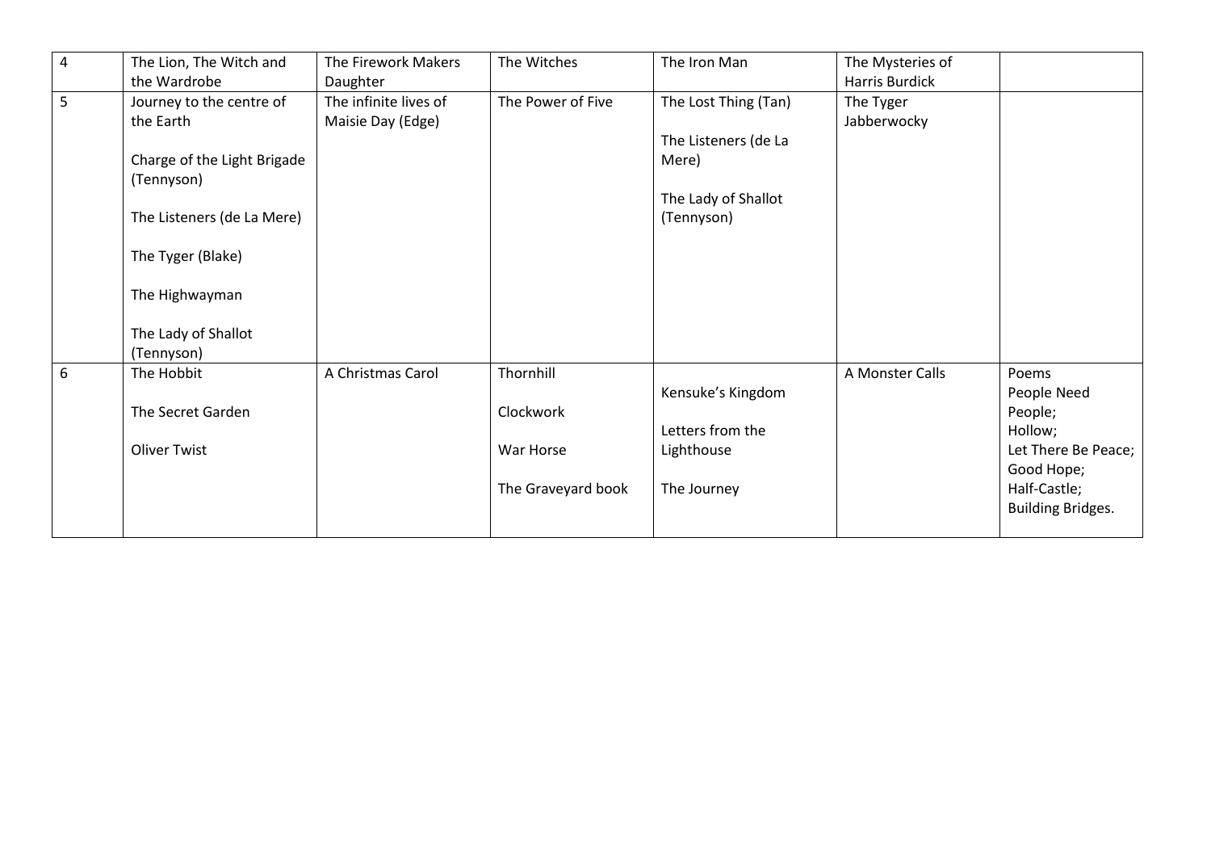| | | | | | | |
|---|---|---|---|---|---|---|
| 4 | The Lion, The Witch and the Wardrobe | The Firework Makers Daughter | The Witches | The Iron Man | The Mysteries of Harris Burdick | |
| 5 | Journey to the centre of the Earth<br><br>Charge of the Light Brigade (Tennyson)<br><br>The Listeners (de La Mere)<br><br>The Tyger (Blake)<br><br>The Highwayman<br><br>The Lady of Shallot (Tennyson) | The infinite lives of Maisie Day (Edge) | The Power of Five | The Lost Thing (Tan)<br><br>The Listeners (de La Mere)<br><br>The Lady of Shallot (Tennyson) | The Tyger<br>Jabberwocky | |
| 6 | The Hobbit<br><br>The Secret Garden<br><br>Oliver Twist | A Christmas Carol | Thornhill<br><br>Clockwork<br><br>War Horse<br><br>The Graveyard book | Kensuke's Kingdom<br><br>Letters from the Lighthouse<br><br>The Journey | A Monster Calls | Poems<br>People Need People;<br>Hollow;<br>Let There Be Peace;<br>Good Hope;<br>Half-Castle;<br>Building Bridges. |